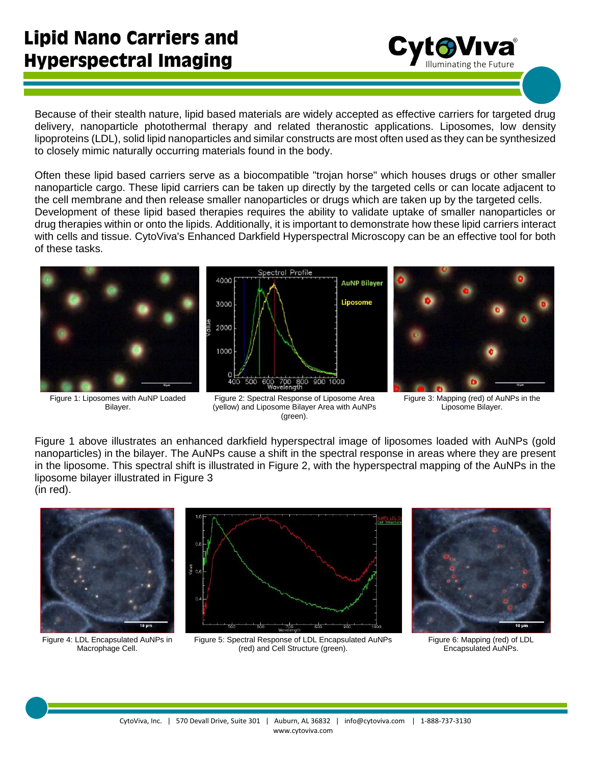# Lipid Nano Carriers and Hyperspectral Imaging

Because of their stealth nature, lipid based materials are widely accepted as effective carriers for targeted drug delivery, nanoparticle photothermal therapy and related theranostic applications. Liposomes, low density lipoproteins (LDL), solid lipid nanoparticles and similar constructs are most often used as they can be synthesized to closely mimic naturally occurring materials found in the body.

Often these lipid based carriers serve as a biocompatible "trojan horse" which houses drugs or other smaller nanoparticle cargo. These lipid carriers can be taken up directly by the targeted cells or can locate adjacent to the cell membrane and then release smaller nanoparticles or drugs which are taken up by the targeted cells. Development of these lipid based therapies requires the ability to validate uptake of smaller nanoparticles or drug therapies within or onto the lipids. Additionally, it is important to demonstrate how these lipid carriers interact with cells and tissue. CytoViva's Enhanced Darkfield Hyperspectral Microscopy can be an effective tool for both of these tasks.

Figure 1: Liposomes with AuNP Loaded Bilayer.

Figure 2: Spectral Response of Liposome Area (yellow) and Liposome Bilayer Area with AuNPs (green).

Figure 3: Mapping (red) of AuNPs in the Liposome Bilayer.

Figure 1 above illustrates an enhanced darkfield hyperspectral image of liposomes loaded with AuNPs (gold nanoparticles) in the bilayer. The AuNPs cause a shift in the spectral response in areas where they are present in the liposome. This spectral shift is illustrated in Figure 2, with the hyperspectral mapping of the AuNPs in the liposome bilayer illustrated in Figure 3 (in red).

Figure 4: LDL Encapsulated AuNPs in Macrophage Cell.

Figure 5: Spectral Response of LDL Encapsulated AuNPs (red) and Cell Structure (green).

Figure 6: Mapping (red) of LDL Encapsulated AuNPs.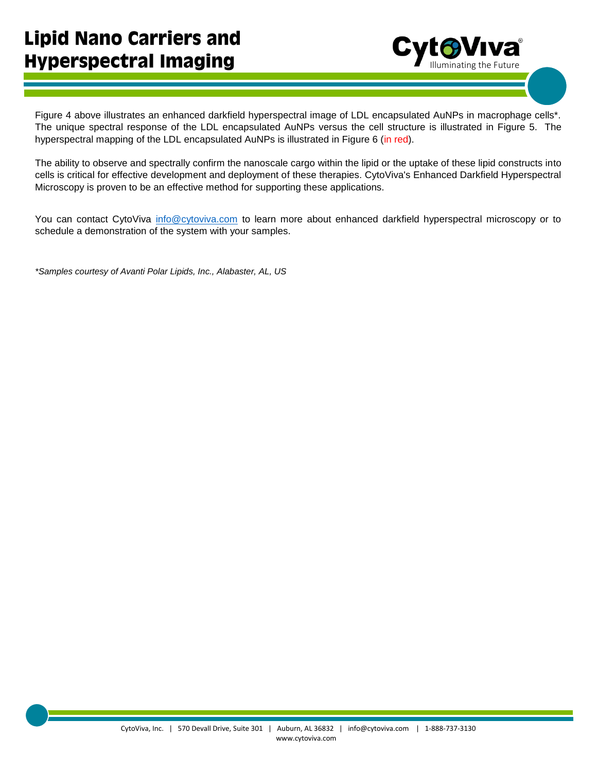Figure 4 above illustrates an enhanced darkfield hyperspectral image of LDL encapsulated AuNPs in macrophage cells*. The unique spectral response of the LDL encapsulated AuNPs versus the cell structure is illustrated in Figure 5. The hyperspectral mapping of the LDL encapsulated AuNPs is illustrated in Figure 6 (in red).

The ability to observe and spectrally confirm the nanoscale cargo within the lipid or the uptake of these lipid constructs into cells is critical for effective development and deployment of these therapies. CytoViva's Enhanced Darkfield Hyperspectral Microscopy is proven to be an effective method for supporting these applications.

You can contact CytoViva [info@cytoviva.com](mailto:info@cytoviva.com) to learn more about enhanced darkfield hyperspectral microscopy or to schedule a demonstration of the system with your samples.

*\*Samples courtesy of Avanti Polar Lipids, Inc., Alabaster, AL, US*